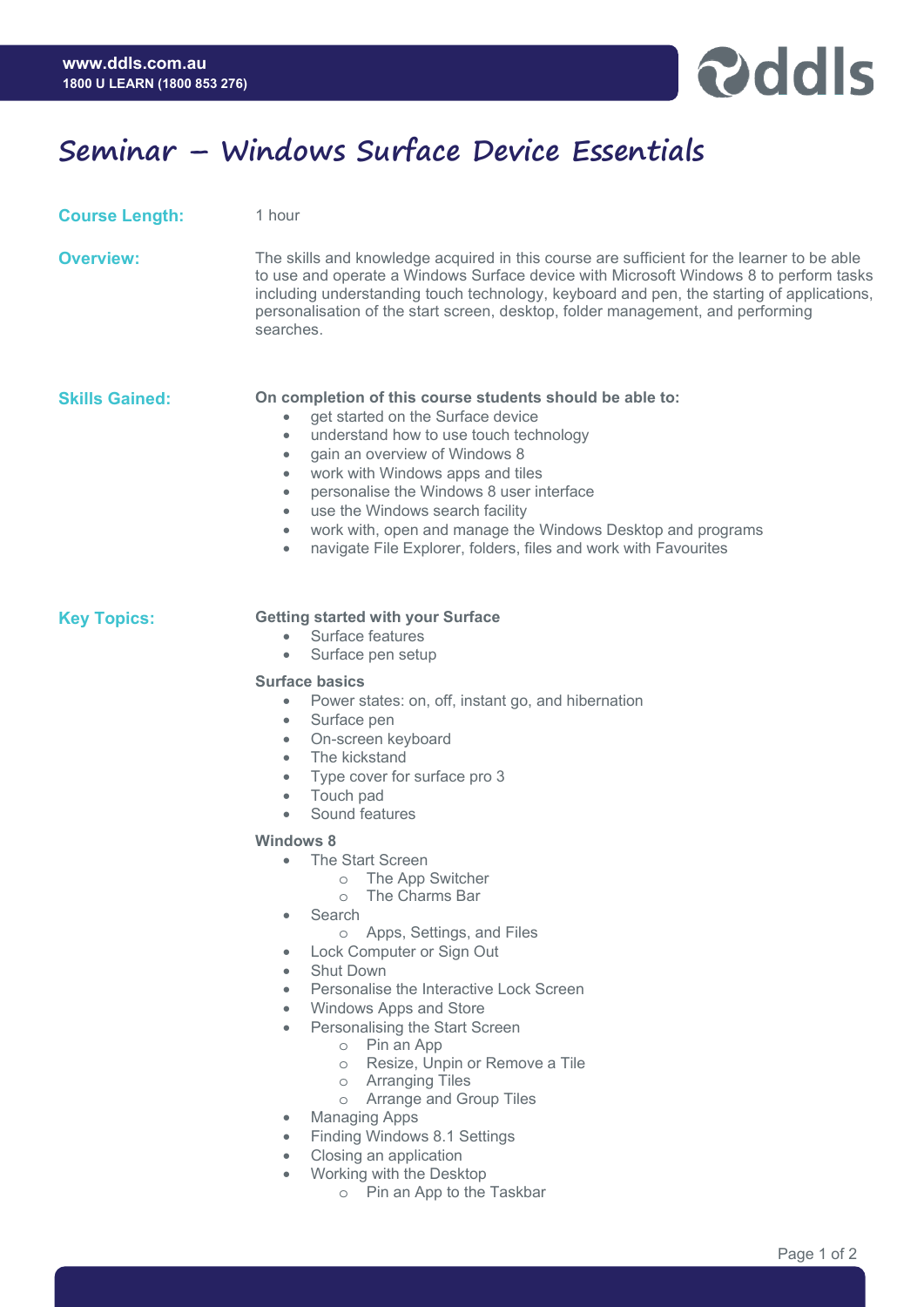# Seminar – Windows Surface Device Essentials

**Course Length:** 1 hour

**Overview:** The skills and knowledge acquired in this course are sufficient for the learner to be able to use and operate a Windows Surface device with Microsoft Windows 8 to perform tasks including understanding touch technology, keyboard and pen, the starting of applications, personalisation of the start screen, desktop, folder management, and performing searches.

## Skills Gained:

**On completion of this course students should be able to:**

- get started on the Surface device
- understand how to use touch technology
- gain an overview of Windows 8
- work with Windows apps and tiles
- personalise the Windows 8 user interface
- use the Windows search facility
- work with, open and manage the Windows Desktop and programs
- navigate File Explorer, folders, files and work with Favourites

## Key Topics:

**Getting started with your Surface**

- Surface features
- Surface pen setup

**Surface basics**

- Power states: on, off, instant go, and hibernation
- Surface pen
- On-screen keyboard
- The kickstand
- Type cover for surface pro 3
- Touch pad
- Sound features

**Windows 8**

- The Start Screen
  - The App Switcher
  - The Charms Bar
- Search
  - Apps, Settings, and Files
- Lock Computer or Sign Out
- Shut Down
- Personalise the Interactive Lock Screen
- Windows Apps and Store
- Personalising the Start Screen
  - Pin an App
  - Resize, Unpin or Remove a Tile
  - Arranging Tiles
  - Arrange and Group Tiles
- Managing Apps
- Finding Windows 8.1 Settings
- Closing an application
- Working with the Desktop
  - Pin an App to the Taskbar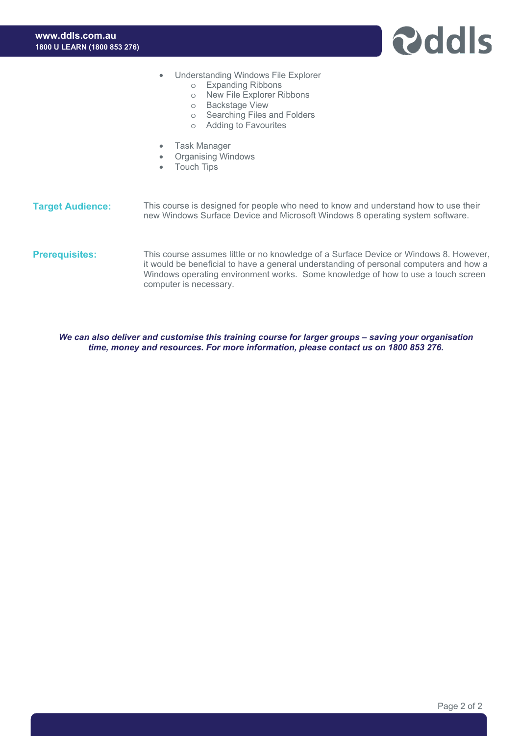- Understanding Windows File Explorer
    - Expanding Ribbons
    - New File Explorer Ribbons
    - Backstage View
    - Searching Files and Folders
    - Adding to Favourites
- Task Manager
- Organising Windows
- Touch Tips

**Target Audience:**

This course is designed for people who need to know and understand how to use their new Windows Surface Device and Microsoft Windows 8 operating system software.

**Prerequisites:**

This course assumes little or no knowledge of a Surface Device or Windows 8. However, it would be beneficial to have a general understanding of personal computers and how a Windows operating environment works. Some knowledge of how to use a touch screen computer is necessary.

***We can also deliver and customise this training course for larger groups – saving your organisation time, money and resources. For more information, please contact us on 1800 853 276.***